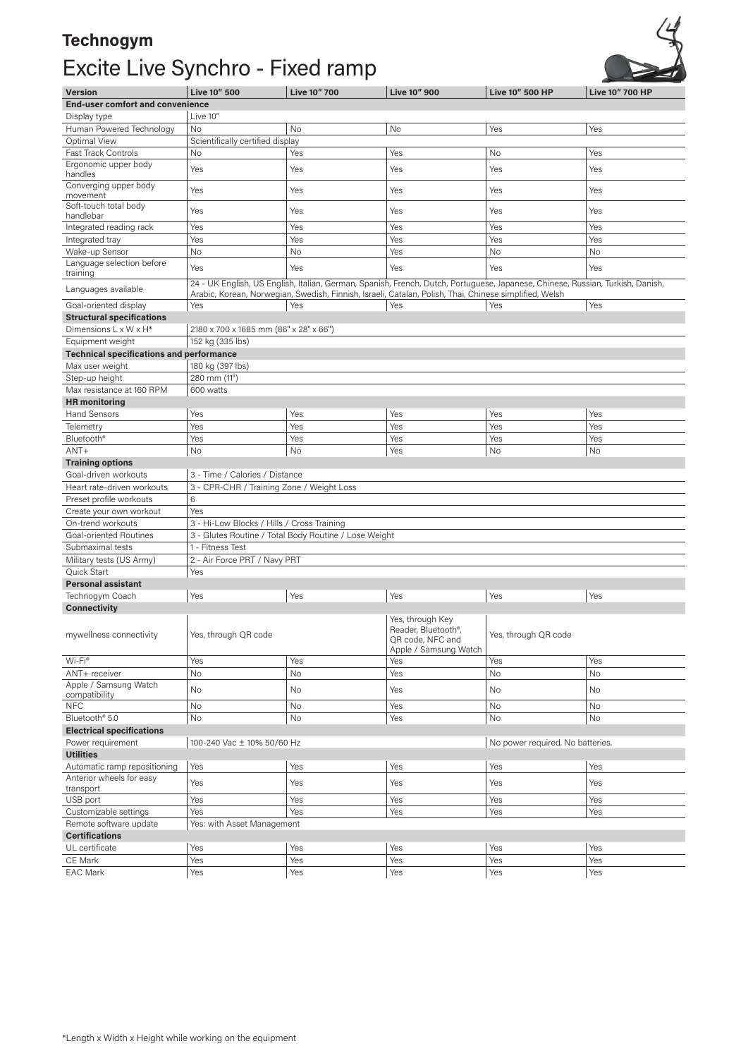**Technogym**

# Excite Live Synchro - Fixed ramp

| Version | Live 10" 500 | Live 10" 700 | Live 10" 900 | Live 10" 500 HP | Live 10" 700 HP |
|---|---|---|---|---|---|
| **End-user comfort and convenience** | | | | | |
| Display type | Live 10" | | | | |
| Human Powered Technology | No | No | No | Yes | Yes |
| Optimal View | Scientifically certified display | | | | |
| Fast Track Controls | No | Yes | Yes | No | Yes |
| Ergonomic upper body handles | Yes | Yes | Yes | Yes | Yes |
| Converging upper body movement | Yes | Yes | Yes | Yes | Yes |
| Soft-touch total body handlebar | Yes | Yes | Yes | Yes | Yes |
| Integrated reading rack | Yes | Yes | Yes | Yes | Yes |
| Integrated tray | Yes | Yes | Yes | Yes | Yes |
| Wake-up Sensor | No | No | Yes | No | No |
| Language selection before training | Yes | Yes | Yes | Yes | Yes |
| Languages available | 24 - UK English, US English, Italian, German, Spanish, French, Dutch, Portuguese, Japanese, Chinese, Russian, Turkish, Danish, Arabic, Korean, Norwegian, Swedish, Finnish, Israeli, Catalan, Polish, Thai, Chinese simplified, Welsh | | | | |
| Goal-oriented display | Yes | Yes | Yes | Yes | Yes |
| **Structural specifications** | | | | | |
| Dimensions L x W x H* | 2180 x 700 x 1685 mm (86" x 28" x 66") | | | | |
| Equipment weight | 152 kg (335 lbs) | | | | |
| **Technical specifications and performance** | | | | | |
| Max user weight | 180 kg (397 lbs) | | | | |
| Step-up height | 280 mm (11") | | | | |
| Max resistance at 160 RPM | 600 watts | | | | |
| **HR monitoring** | | | | | |
| Hand Sensors | Yes | Yes | Yes | Yes | Yes |
| Telemetry | Yes | Yes | Yes | Yes | Yes |
| Bluetooth® | Yes | Yes | Yes | Yes | Yes |
| ANT+ | No | No | Yes | No | No |
| **Training options** | | | | | |
| Goal-driven workouts | 3 - Time / Calories / Distance | | | | |
| Heart rate-driven workouts | 3 - CPR-CHR / Training Zone / Weight Loss | | | | |
| Preset profile workouts | 6 | | | | |
| Create your own workout | Yes | | | | |
| On-trend workouts | 3 - Hi-Low Blocks / Hills / Cross Training | | | | |
| Goal-oriented Routines | 3 - Glutes Routine / Total Body Routine / Lose Weight | | | | |
| Submaximal tests | 1 - Fitness Test | | | | |
| Military tests (US Army) | 2 - Air Force PRT / Navy PRT | | | | |
| Quick Start | Yes | | | | |
| **Personal assistant** | | | | | |
| Technogym Coach | Yes | Yes | Yes | Yes | Yes |
| **Connectivity** | | | | | |
| mywellness connectivity | Yes, through QR code | | Yes, through Key Reader, Bluetooth®, QR code, NFC and Apple / Samsung Watch | Yes, through QR code | |
| Wi-Fi® | Yes | Yes | Yes | Yes | Yes |
| ANT+ receiver | No | No | Yes | No | No |
| Apple / Samsung Watch compatibility | No | No | Yes | No | No |
| NFC | No | No | Yes | No | No |
| Bluetooth® 5.0 | No | No | Yes | No | No |
| **Electrical specifications** | | | | | |
| Power requirement | 100-240 Vac ± 10% 50/60 Hz | | | No power required. No batteries. | |
| **Utilities** | | | | | |
| Automatic ramp repositioning | Yes | Yes | Yes | Yes | Yes |
| Anterior wheels for easy transport | Yes | Yes | Yes | Yes | Yes |
| USB port | Yes | Yes | Yes | Yes | Yes |
| Customizable settings | Yes | Yes | Yes | Yes | Yes |
| Remote software update | Yes: with Asset Management | | | | |
| **Certifications** | | | | | |
| UL certificate | Yes | Yes | Yes | Yes | Yes |
| CE Mark | Yes | Yes | Yes | Yes | Yes |
| EAC Mark | Yes | Yes | Yes | Yes | Yes |

*Length x Width x Height while working on the equipment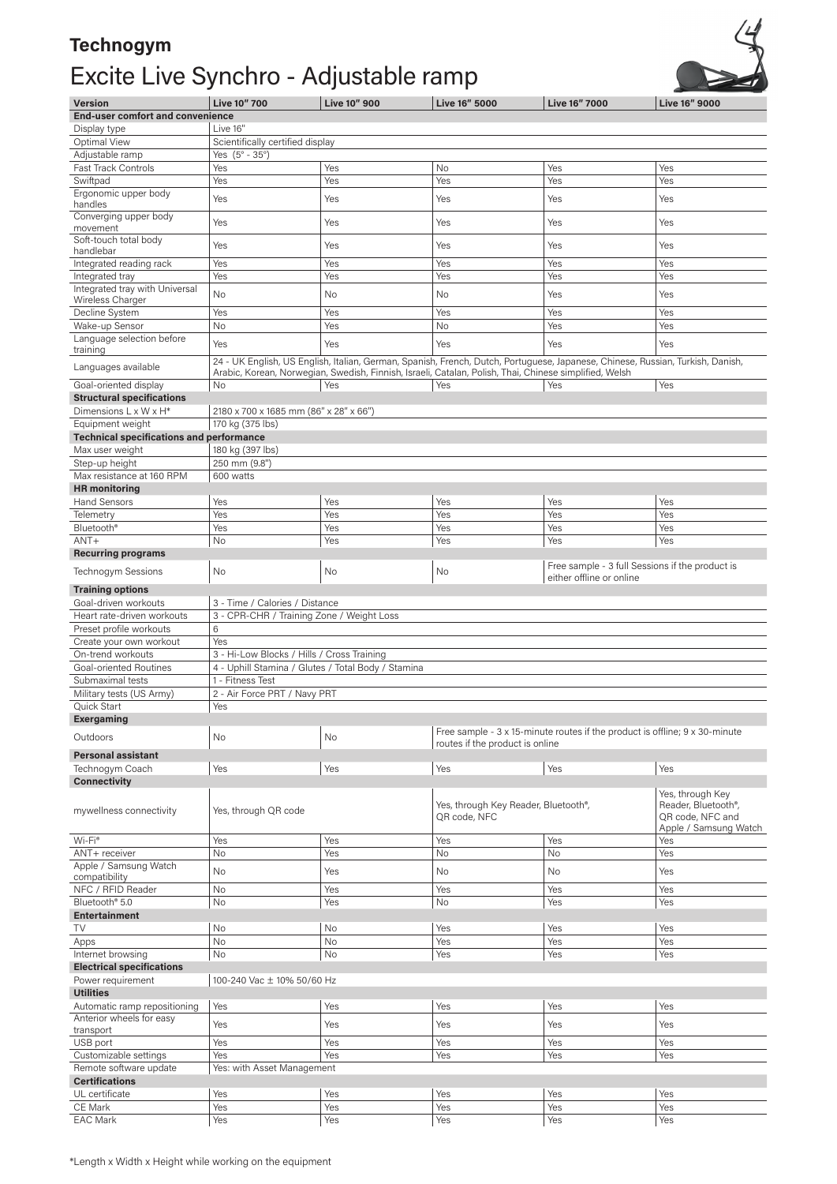**Technogym**

# Excite Live Synchro - Adjustable ramp

| Version | Live 10" 700 | Live 10" 900 | Live 16" 5000 | Live 16" 7000 | Live 16" 9000 |
|---|---|---|---|---|---|
| **End-user comfort and convenience** | | | | | |
| Display type | Live 16" | | | | |
| Optimal View | Scientifically certified display | | | | |
| Adjustable ramp | Yes (5° - 35°) | | | | |
| Fast Track Controls | Yes | Yes | No | Yes | Yes |
| Swiftpad | Yes | Yes | Yes | Yes | Yes |
| Ergonomic upper body handles | Yes | Yes | Yes | Yes | Yes |
| Converging upper body movement | Yes | Yes | Yes | Yes | Yes |
| Soft-touch total body handlebar | Yes | Yes | Yes | Yes | Yes |
| Integrated reading rack | Yes | Yes | Yes | Yes | Yes |
| Integrated tray | Yes | Yes | Yes | Yes | Yes |
| Integrated tray with Universal Wireless Charger | No | No | No | Yes | Yes |
| Decline System | Yes | Yes | Yes | Yes | Yes |
| Wake-up Sensor | No | Yes | No | Yes | Yes |
| Language selection before training | Yes | Yes | Yes | Yes | Yes |
| Languages available | 24 - UK English, US English, Italian, German, Spanish, French, Dutch, Portuguese, Japanese, Chinese, Russian, Turkish, Danish, Arabic, Korean, Norwegian, Swedish, Finnish, Israeli, Catalan, Polish, Thai, Chinese simplified, Welsh | | | | |
| Goal-oriented display | No | Yes | Yes | Yes | Yes |
| **Structural specifications** | | | | | |
| Dimensions L x W x H* | 2180 x 700 x 1685 mm (86" x 28" x 66") | | | | |
| Equipment weight | 170 kg (375 lbs) | | | | |
| **Technical specifications and performance** | | | | | |
| Max user weight | 180 kg (397 lbs) | | | | |
| Step-up height | 250 mm (9.8") | | | | |
| Max resistance at 160 RPM | 600 watts | | | | |
| **HR monitoring** | | | | | |
| Hand Sensors | Yes | Yes | Yes | Yes | Yes |
| Telemetry | Yes | Yes | Yes | Yes | Yes |
| Bluetooth® | Yes | Yes | Yes | Yes | Yes |
| ANT+ | No | Yes | Yes | Yes | Yes |
| **Recurring programs** | | | | | |
| Technogym Sessions | No | No | No | Free sample - 3 full Sessions if the product is either offline or online | |
| **Training options** | | | | | |
| Goal-driven workouts | 3 - Time / Calories / Distance | | | | |
| Heart rate-driven workouts | 3 - CPR-CHR / Training Zone / Weight Loss | | | | |
| Preset profile workouts | 6 | | | | |
| Create your own workout | Yes | | | | |
| On-trend workouts | 3 - Hi-Low Blocks / Hills / Cross Training | | | | |
| Goal-oriented Routines | 4 - Uphill Stamina / Glutes / Total Body / Stamina | | | | |
| Submaximal tests | 1 - Fitness Test | | | | |
| Military tests (US Army) | 2 - Air Force PRT / Navy PRT | | | | |
| Quick Start | Yes | | | | |
| **Exergaming** | | | | | |
| Outdoors | No | No | Free sample - 3 x 15-minute routes if the product is offline; 9 x 30-minute routes if the product is online | | |
| **Personal assistant** | | | | | |
| Technogym Coach | Yes | Yes | Yes | Yes | Yes |
| **Connectivity** | | | | | |
| mywellness connectivity | Yes, through QR code | | Yes, through Key Reader, Bluetooth®, QR code, NFC | | Yes, through Key Reader, Bluetooth®, QR code, NFC and Apple / Samsung Watch |
| Wi-Fi® | Yes | Yes | Yes | Yes | Yes |
| ANT+ receiver | No | Yes | No | No | Yes |
| Apple / Samsung Watch compatibility | No | Yes | No | No | Yes |
| NFC / RFID Reader | No | Yes | Yes | Yes | Yes |
| Bluetooth® 5.0 | No | Yes | No | Yes | Yes |
| **Entertainment** | | | | | |
| TV | No | No | Yes | Yes | Yes |
| Apps | No | No | Yes | Yes | Yes |
| Internet browsing | No | No | Yes | Yes | Yes |
| **Electrical specifications** | | | | | |
| Power requirement | 100-240 Vac ± 10% 50/60 Hz | | | | |
| **Utilities** | | | | | |
| Automatic ramp repositioning | Yes | Yes | Yes | Yes | Yes |
| Anterior wheels for easy transport | Yes | Yes | Yes | Yes | Yes |
| USB port | Yes | Yes | Yes | Yes | Yes |
| Customizable settings | Yes | Yes | Yes | Yes | Yes |
| Remote software update | Yes: with Asset Management | | | | |
| **Certifications** | | | | | |
| UL certificate | Yes | Yes | Yes | Yes | Yes |
| CE Mark | Yes | Yes | Yes | Yes | Yes |
| EAC Mark | Yes | Yes | Yes | Yes | Yes |

*Length x Width x Height while working on the equipment